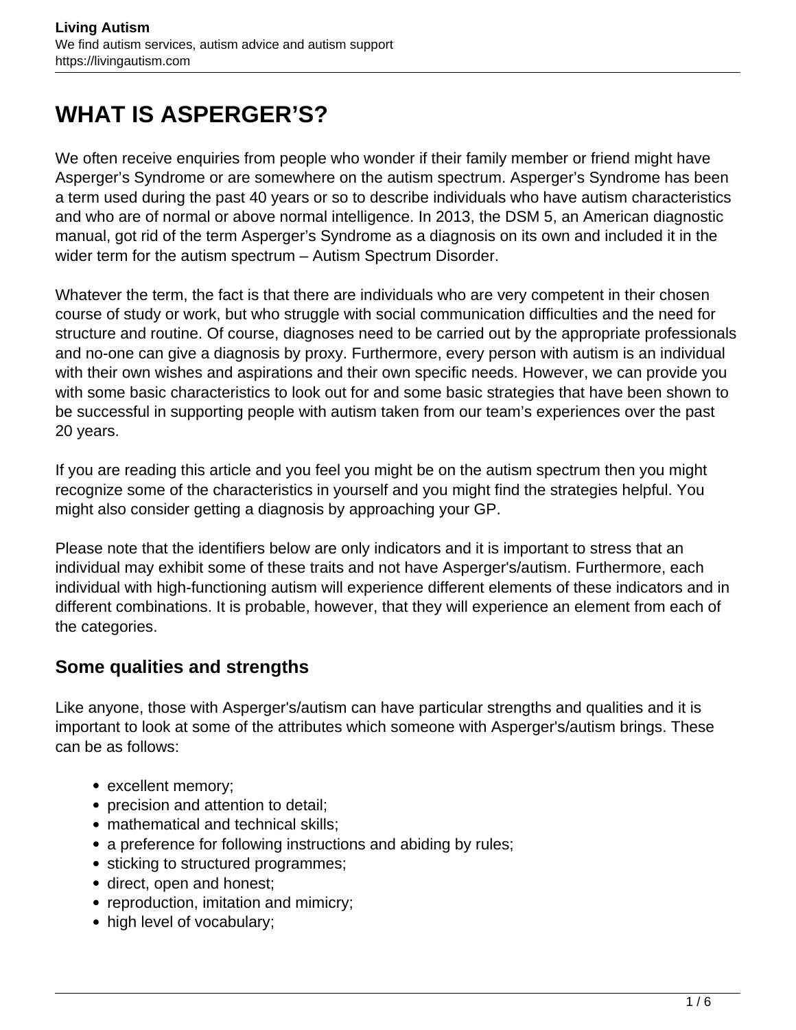# WHAT IS ASPERGER'S?

We often receive enquiries from people who wonder if their family member or friend might have Asperger's Syndrome or are somewhere on the autism spectrum. Asperger's Syndrome has been a term used during the past 40 years or so to describe individuals who have autism characteristics and who are of normal or above normal intelligence. In 2013, the DSM 5, an American diagnostic manual, got rid of the term Asperger's Syndrome as a diagnosis on its own and included it in the wider term for the autism spectrum – Autism Spectrum Disorder.

Whatever the term, the fact is that there are individuals who are very competent in their chosen course of study or work, but who struggle with social communication difficulties and the need for structure and routine. Of course, diagnoses need to be carried out by the appropriate professionals and no-one can give a diagnosis by proxy. Furthermore, every person with autism is an individual with their own wishes and aspirations and their own specific needs. However, we can provide you with some basic characteristics to look out for and some basic strategies that have been shown to be successful in supporting people with autism taken from our team's experiences over the past 20 years.

If you are reading this article and you feel you might be on the autism spectrum then you might recognize some of the characteristics in yourself and you might find the strategies helpful. You might also consider getting a diagnosis by approaching your GP.

Please note that the identifiers below are only indicators and it is important to stress that an individual may exhibit some of these traits and not have Asperger's/autism. Furthermore, each individual with high-functioning autism will experience different elements of these indicators and in different combinations. It is probable, however, that they will experience an element from each of the categories.

## Some qualities and strengths

Like anyone, those with Asperger's/autism can have particular strengths and qualities and it is important to look at some of the attributes which someone with Asperger's/autism brings. These can be as follows:

- excellent memory;
- precision and attention to detail;
- mathematical and technical skills;
- a preference for following instructions and abiding by rules;
- sticking to structured programmes;
- direct, open and honest;
- reproduction, imitation and mimicry;
- high level of vocabulary;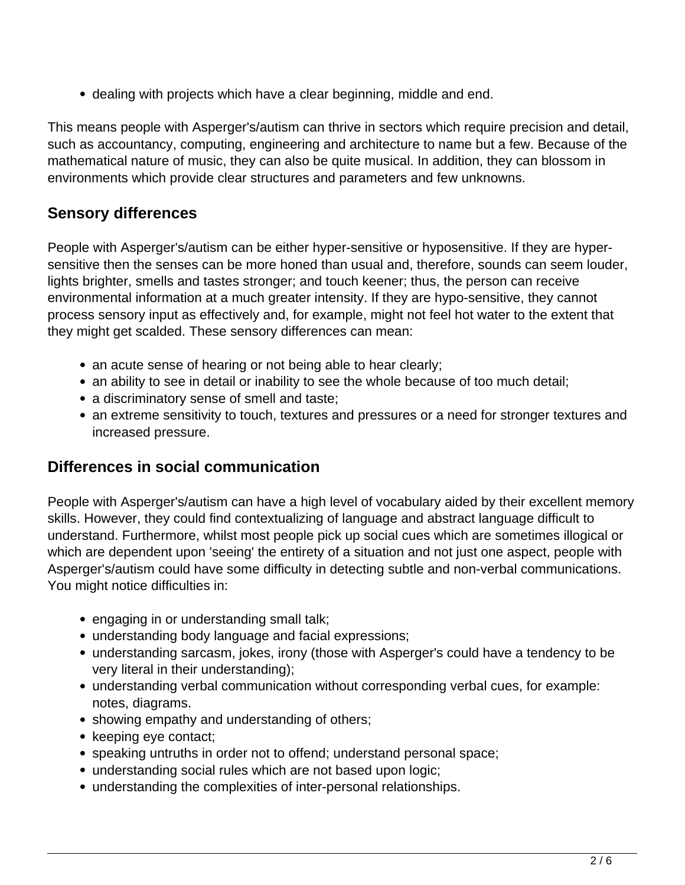- dealing with projects which have a clear beginning, middle and end.

This means people with Asperger's/autism can thrive in sectors which require precision and detail, such as accountancy, computing, engineering and architecture to name but a few. Because of the mathematical nature of music, they can also be quite musical. In addition, they can blossom in environments which provide clear structures and parameters and few unknowns.

## Sensory differences

People with Asperger's/autism can be either hyper-sensitive or hyposensitive. If they are hyper-sensitive then the senses can be more honed than usual and, therefore, sounds can seem louder, lights brighter, smells and tastes stronger; and touch keener; thus, the person can receive environmental information at a much greater intensity. If they are hypo-sensitive, they cannot process sensory input as effectively and, for example, might not feel hot water to the extent that they might get scalded. These sensory differences can mean:

- an acute sense of hearing or not being able to hear clearly;
- an ability to see in detail or inability to see the whole because of too much detail;
- a discriminatory sense of smell and taste;
- an extreme sensitivity to touch, textures and pressures or a need for stronger textures and increased pressure.

## Differences in social communication

People with Asperger's/autism can have a high level of vocabulary aided by their excellent memory skills. However, they could find contextualizing of language and abstract language difficult to understand. Furthermore, whilst most people pick up social cues which are sometimes illogical or which are dependent upon 'seeing' the entirety of a situation and not just one aspect, people with Asperger's/autism could have some difficulty in detecting subtle and non-verbal communications. You might notice difficulties in:

- engaging in or understanding small talk;
- understanding body language and facial expressions;
- understanding sarcasm, jokes, irony (those with Asperger's could have a tendency to be very literal in their understanding);
- understanding verbal communication without corresponding verbal cues, for example: notes, diagrams.
- showing empathy and understanding of others;
- keeping eye contact;
- speaking untruths in order not to offend; understand personal space;
- understanding social rules which are not based upon logic;
- understanding the complexities of inter-personal relationships.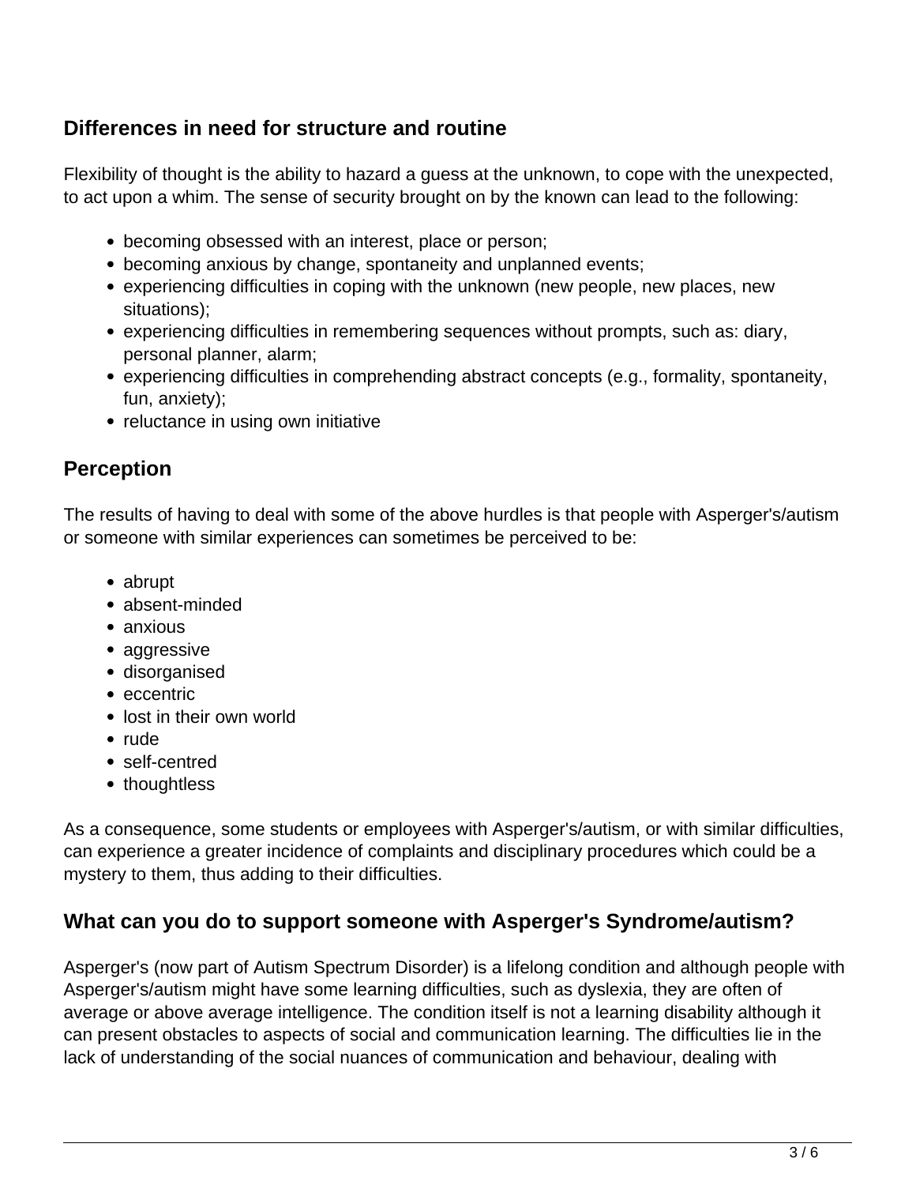## Differences in need for structure and routine

Flexibility of thought is the ability to hazard a guess at the unknown, to cope with the unexpected, to act upon a whim. The sense of security brought on by the known can lead to the following:

- becoming obsessed with an interest, place or person;
- becoming anxious by change, spontaneity and unplanned events;
- experiencing difficulties in coping with the unknown (new people, new places, new situations);
- experiencing difficulties in remembering sequences without prompts, such as: diary, personal planner, alarm;
- experiencing difficulties in comprehending abstract concepts (e.g., formality, spontaneity, fun, anxiety);
- reluctance in using own initiative

## Perception

The results of having to deal with some of the above hurdles is that people with Asperger's/autism or someone with similar experiences can sometimes be perceived to be:

- abrupt
- absent-minded
- anxious
- aggressive
- disorganised
- eccentric
- lost in their own world
- rude
- self-centred
- thoughtless

As a consequence, some students or employees with Asperger's/autism, or with similar difficulties, can experience a greater incidence of complaints and disciplinary procedures which could be a mystery to them, thus adding to their difficulties.

## What can you do to support someone with Asperger's Syndrome/autism?

Asperger's (now part of Autism Spectrum Disorder) is a lifelong condition and although people with Asperger's/autism might have some learning difficulties, such as dyslexia, they are often of average or above average intelligence. The condition itself is not a learning disability although it can present obstacles to aspects of social and communication learning. The difficulties lie in the lack of understanding of the social nuances of communication and behaviour, dealing with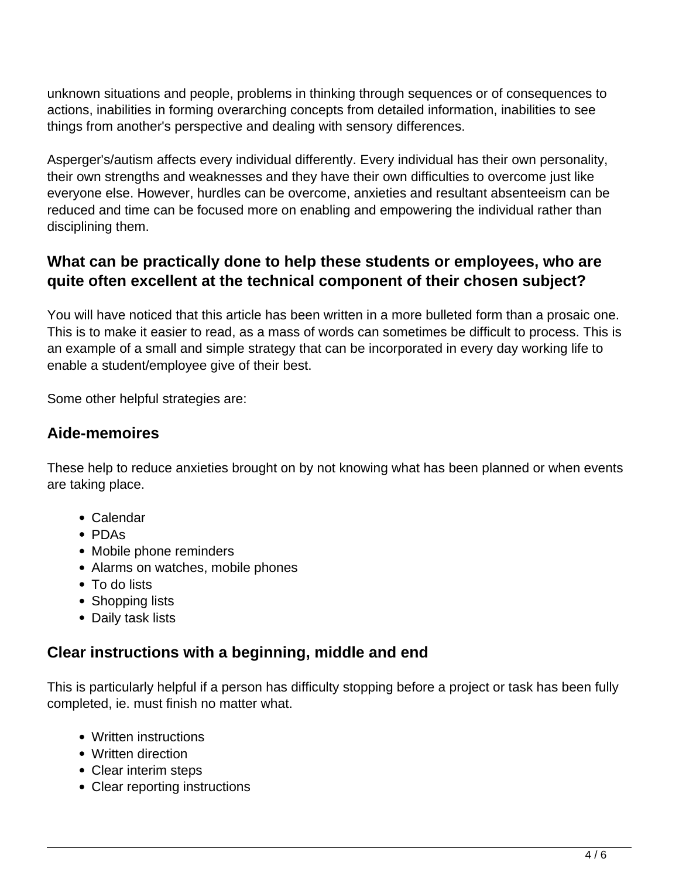unknown situations and people, problems in thinking through sequences or of consequences to actions, inabilities in forming overarching concepts from detailed information, inabilities to see things from another's perspective and dealing with sensory differences.

Asperger's/autism affects every individual differently. Every individual has their own personality, their own strengths and weaknesses and they have their own difficulties to overcome just like everyone else. However, hurdles can be overcome, anxieties and resultant absenteeism can be reduced and time can be focused more on enabling and empowering the individual rather than disciplining them.

### What can be practically done to help these students or employees, who are quite often excellent at the technical component of their chosen subject?

You will have noticed that this article has been written in a more bulleted form than a prosaic one. This is to make it easier to read, as a mass of words can sometimes be difficult to process. This is an example of a small and simple strategy that can be incorporated in every day working life to enable a student/employee give of their best.

Some other helpful strategies are:

### Aide-memoires

These help to reduce anxieties brought on by not knowing what has been planned or when events are taking place.

- Calendar
- PDAs
- Mobile phone reminders
- Alarms on watches, mobile phones
- To do lists
- Shopping lists
- Daily task lists

### Clear instructions with a beginning, middle and end

This is particularly helpful if a person has difficulty stopping before a project or task has been fully completed, ie. must finish no matter what.

- Written instructions
- Written direction
- Clear interim steps
- Clear reporting instructions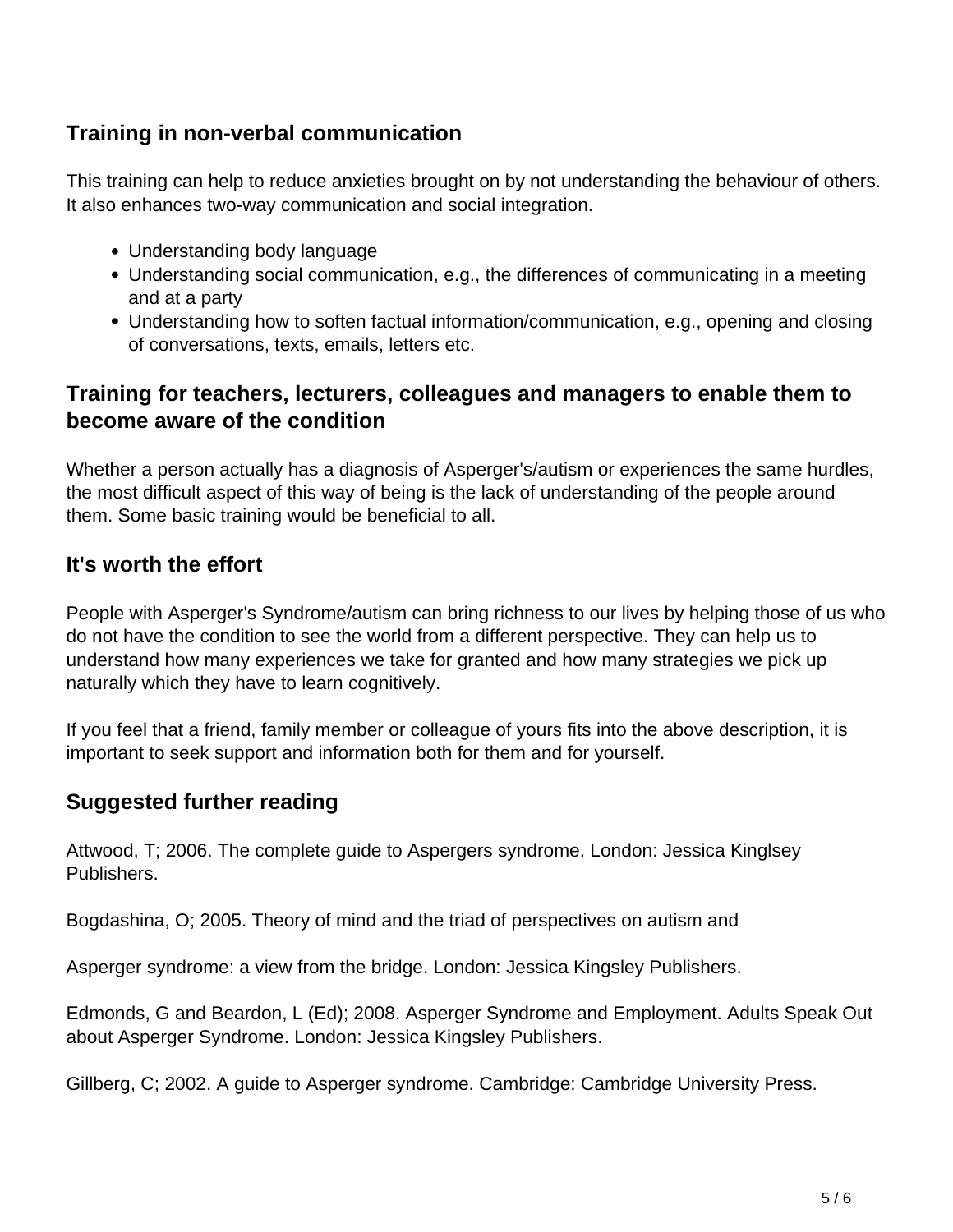## Training in non-verbal communication

This training can help to reduce anxieties brought on by not understanding the behaviour of others. It also enhances two-way communication and social integration.

- Understanding body language
- Understanding social communication, e.g., the differences of communicating in a meeting and at a party
- Understanding how to soften factual information/communication, e.g., opening and closing of conversations, texts, emails, letters etc.

## Training for teachers, lecturers, colleagues and managers to enable them to become aware of the condition

Whether a person actually has a diagnosis of Asperger's/autism or experiences the same hurdles, the most difficult aspect of this way of being is the lack of understanding of the people around them. Some basic training would be beneficial to all.

## It's worth the effort

People with Asperger's Syndrome/autism can bring richness to our lives by helping those of us who do not have the condition to see the world from a different perspective. They can help us to understand how many experiences we take for granted and how many strategies we pick up naturally which they have to learn cognitively.

If you feel that a friend, family member or colleague of yours fits into the above description, it is important to seek support and information both for them and for yourself.

## Suggested further reading

Attwood, T; 2006. The complete guide to Aspergers syndrome. London: Jessica Kinglsey Publishers.

Bogdashina, O; 2005. Theory of mind and the triad of perspectives on autism and

Asperger syndrome: a view from the bridge. London: Jessica Kingsley Publishers.

Edmonds, G and Beardon, L (Ed); 2008. Asperger Syndrome and Employment. Adults Speak Out about Asperger Syndrome. London: Jessica Kingsley Publishers.

Gillberg, C; 2002. A guide to Asperger syndrome. Cambridge: Cambridge University Press.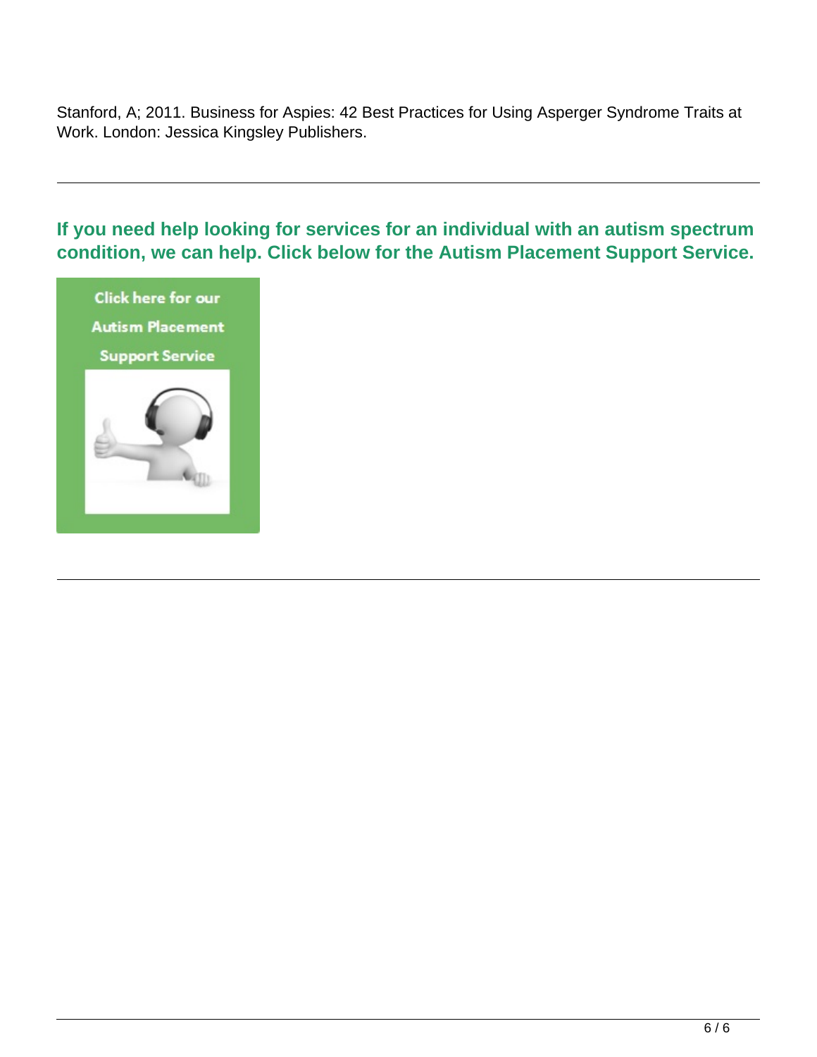Stanford, A; 2011. Business for Aspies: 42 Best Practices for Using Asperger Syndrome Traits at Work. London: Jessica Kingsley Publishers.

---

**If you need help looking for services for an individual with an autism spectrum condition, we can help. Click below for the Autism Placement Support Service.**

Click here for our Autism Placement Support Service

---